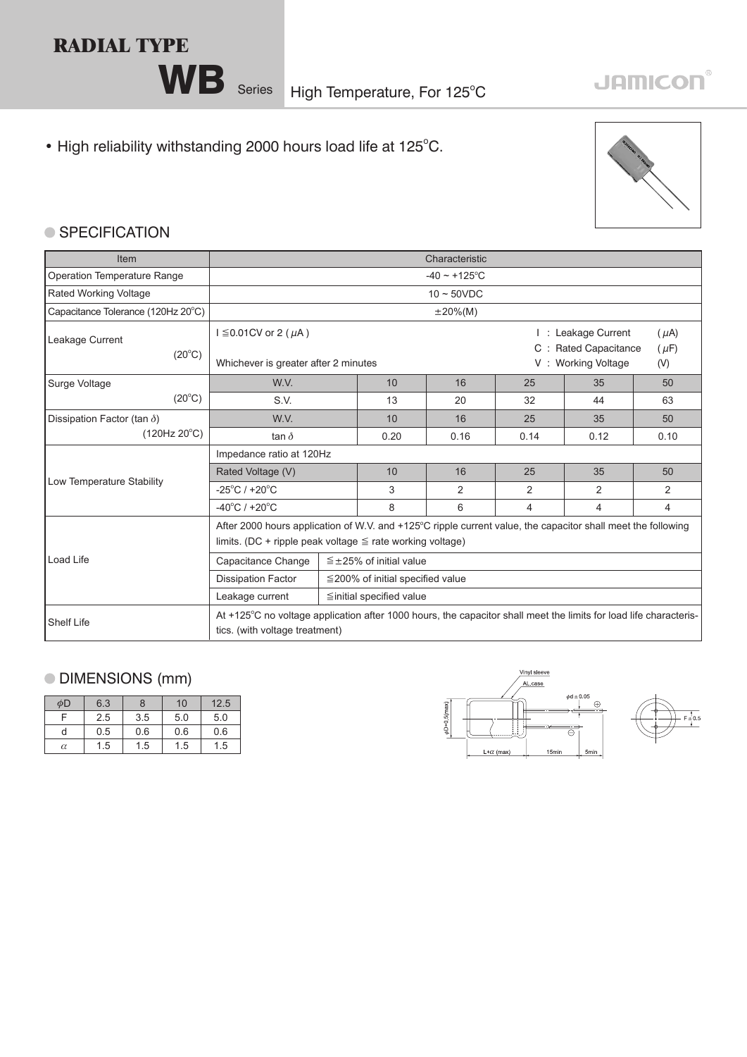# RADIAL TYPE

## WB Series High Temperature, For 125°C

JAMICON

- High reliability withstanding 2000 hours load life at 125°C.

## ● SPECIFICATION

| Item | Characteristic | | | | | | |
|---|---|---|---|---|---|---|---|
| Operation Temperature Range | -40 ~ +125°C | | | | | | |
| Rated Working Voltage | 10 ~ 50VDC | | | | | | |
| Capacitance Tolerance (120Hz 20°C) | ±20%(M) | | | | | | |
| Leakage Current (20°C) | I ≦0.01CV or 2 ($\mu$A) Whichever is greater after 2 minutes | | | | I : Leakage Current ($\mu$A) C : Rated Capacitance ($\mu$F) V : Working Voltage (V) | | |
| Surge Voltage (20°C) | W.V. | | 10 | 16 | 25 | 35 | 50 |
| | S.V. | | 13 | 20 | 32 | 44 | 63 |
| Dissipation Factor (tan $\delta$) (120Hz 20°C) | W.V. | | 10 | 16 | 25 | 35 | 50 |
| | tan $\delta$ | | 0.20 | 0.16 | 0.14 | 0.12 | 0.10 |
| Low Temperature Stability | Impedance ratio at 120Hz | | | | | | |
| | Rated Voltage (V) | | 10 | 16 | 25 | 35 | 50 |
| | -25°C / +20°C | | 3 | 2 | 2 | 2 | 2 |
| | -40°C / +20°C | | 8 | 6 | 4 | 4 | 4 |
| Load Life | After 2000 hours application of W.V. and +125°C ripple current value, the capacitor shall meet the following limits. (DC + ripple peak voltage ≦ rate working voltage) | | | | | | |
| | Capacitance Change | ≦±25% of initial value | | | | | |
| | Dissipation Factor | ≦200% of initial specified value | | | | | |
| | Leakage current | ≦initial specified value | | | | | |
| Shelf Life | At +125°C no voltage application after 1000 hours, the capacitor shall meet the limits for load life characteristics. (with voltage treatment) | | | | | | |

## ● DIMENSIONS (mm)

| $\phi$D | 6.3 | 8 | 10 | 12.5 |
|---|---|---|---|---|
| F | 2.5 | 3.5 | 5.0 | 5.0 |
| d | 0.5 | 0.6 | 0.6 | 0.6 |
| $\alpha$ | 1.5 | 1.5 | 1.5 | 1.5 |

Vinyl sleeve
AL.case
$\phi$d ± 0.05
$\phi$D+0.5(max)
L+$\alpha$ (max)
15min
5min
F ± 0.5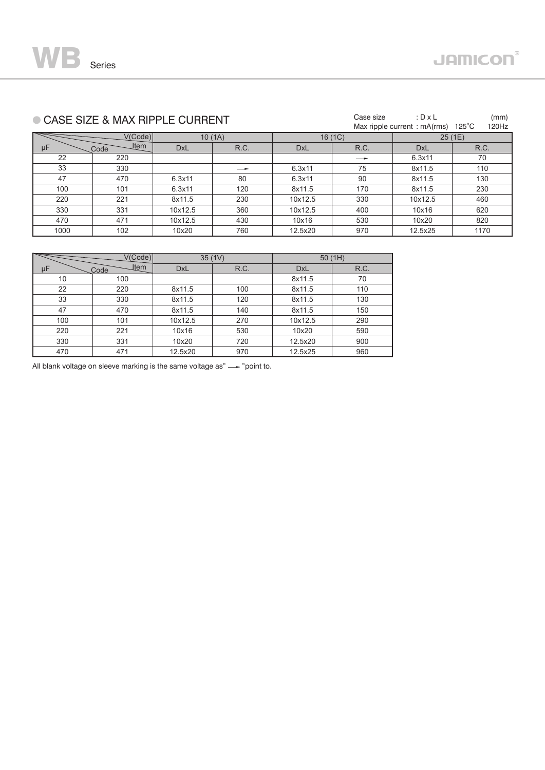# WB Series

JAMICON

● CASE SIZE & MAX RIPPLE CURRENT

Case size : D x L (mm)
Max ripple current : mA(rms) 125°C 120Hz

| V(Code) | | 10 (1A) | | 16 (1C) | | 25 (1E) | |
|---|---|---|---|---|---|---|---|
| μF | Code Item | DxL | R.C. | DxL | R.C. | DxL | R.C. |
| 22 | 220 | | | | → | 6.3x11 | 70 |
| 33 | 330 | | → | 6.3x11 | 75 | 8x11.5 | 110 |
| 47 | 470 | 6.3x11 | 80 | 6.3x11 | 90 | 8x11.5 | 130 |
| 100 | 101 | 6.3x11 | 120 | 8x11.5 | 170 | 8x11.5 | 230 |
| 220 | 221 | 8x11.5 | 230 | 10x12.5 | 330 | 10x12.5 | 460 |
| 330 | 331 | 10x12.5 | 360 | 10x12.5 | 400 | 10x16 | 620 |
| 470 | 471 | 10x12.5 | 430 | 10x16 | 530 | 10x20 | 820 |
| 1000 | 102 | 10x20 | 760 | 12.5x20 | 970 | 12.5x25 | 1170 |

| V(Code) | | 35 (1V) | | 50 (1H) | |
|---|---|---|---|---|---|
| μF | Code Item | DxL | R.C. | DxL | R.C. |
| 10 | 100 | | | 8x11.5 | 70 |
| 22 | 220 | 8x11.5 | 100 | 8x11.5 | 110 |
| 33 | 330 | 8x11.5 | 120 | 8x11.5 | 130 |
| 47 | 470 | 8x11.5 | 140 | 8x11.5 | 150 |
| 100 | 101 | 10x12.5 | 270 | 10x12.5 | 290 |
| 220 | 221 | 10x16 | 530 | 10x20 | 590 |
| 330 | 331 | 10x20 | 720 | 12.5x20 | 900 |
| 470 | 471 | 12.5x20 | 970 | 12.5x25 | 960 |

All blank voltage on sleeve marking is the same voltage as" → "point to.